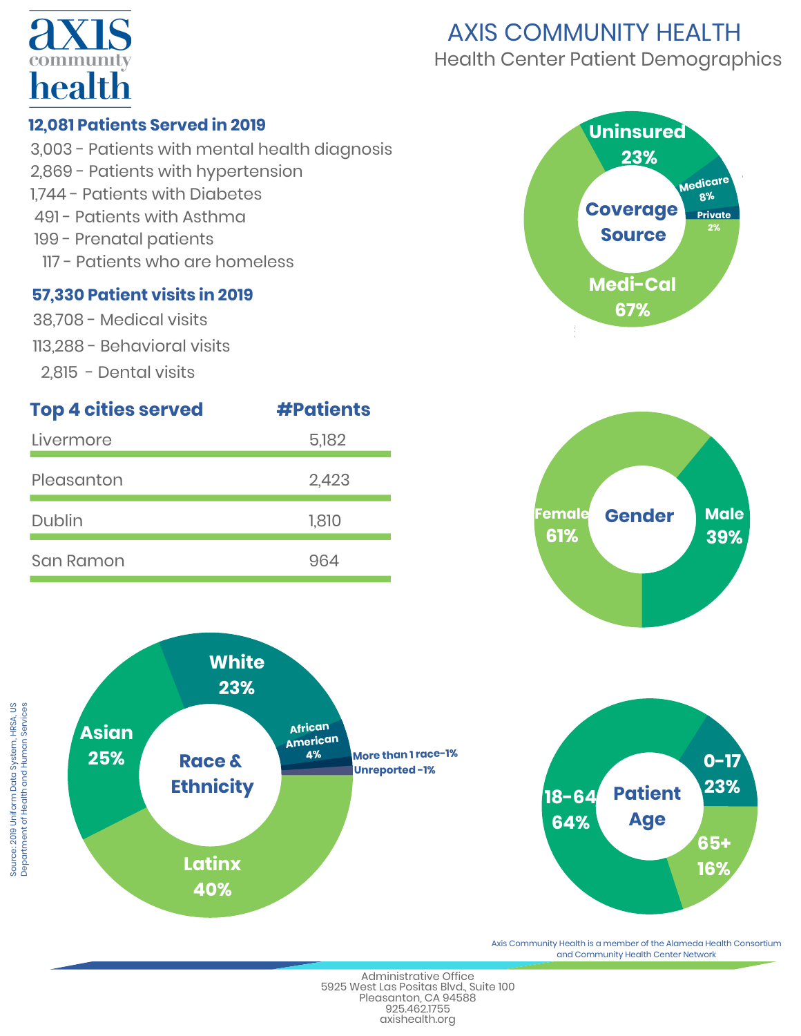# AXIS COMMUNITY HEALTH

## Health Center Patient Demographics

**12,081 Patients Served in 2019**

- 3,003 - Patients with mental health diagnosis
- 2,869 - Patients with hypertension
- 1,744 - Patients with Diabetes
- 491 - Patients with Asthma
- 199 - Prenatal patients
- 117 - Patients who are homeless

**57,330 Patient visits in 2019**

- 38,708 - Medical visits
- 113,288 - Behavioral visits
- 2,815 - Dental visits

| Top 4 cities served | #Patients |
|---|---|
| Livermore | 5,182 |
| Pleasanton | 2,423 |
| Dublin | 1,810 |
| San Ramon | 964 |

**Coverage Source**

- Uninsured 23%
- Medicare 8%
- Private 2%
- Medi-Cal 67%

**Gender**

- Female 61%
- Male 39%

**Race & Ethnicity**

- White 23%
- African American 4%
- More than 1 race - 1%
- Unreported - 1%
- Latinx 40%
- Asian 25%

**Patient Age**

- 0-17 23%
- 65+ 16%
- 18-64 64%

Source: 2019 Uniform Data System, HRSA, US Department of Health and Human Services

Axis Community Health is a member of the Alameda Health Consortium and Community Health Center Network

Administrative Office
5925 West Las Positas Blvd., Suite 100
Pleasanton, CA 94588
925.462.1755
axishealth.org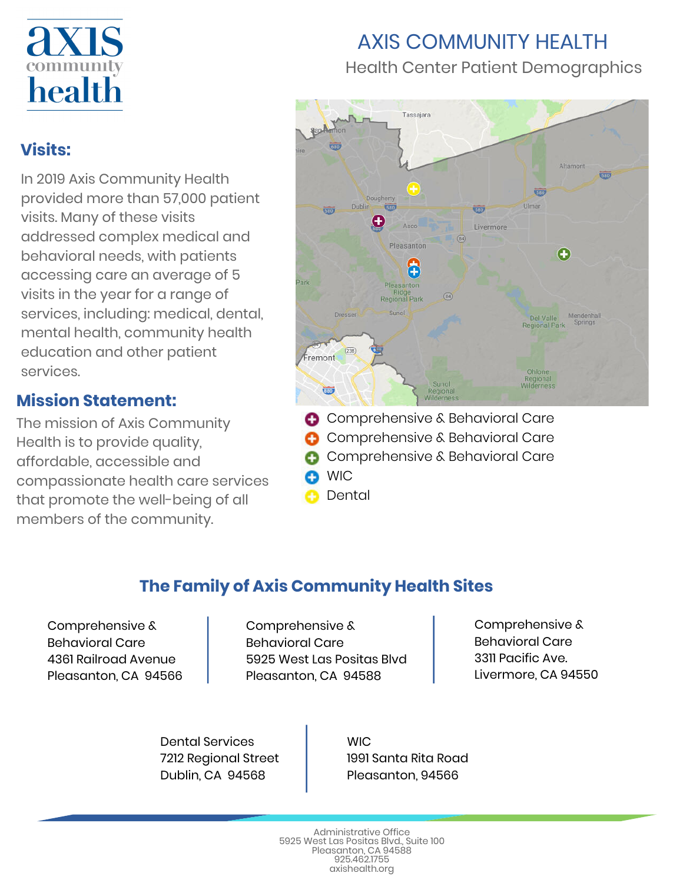axis community health

# AXIS COMMUNITY HEALTH

## Health Center Patient Demographics

### Visits:

In 2019 Axis Community Health provided more than 57,000 patient visits. Many of these visits addressed complex medical and behavioral needs, with patients accessing care an average of 5 visits in the year for a range of services, including: medical, dental, mental health, community health education and other patient services.

### Mission Statement:

The mission of Axis Community Health is to provide quality, affordable, accessible and compassionate health care services that promote the well-being of all members of the community.

- Comprehensive & Behavioral Care
- Comprehensive & Behavioral Care
- Comprehensive & Behavioral Care
- WIC
- Dental

## The Family of Axis Community Health Sites

Comprehensive & Behavioral Care
4361 Railroad Avenue
Pleasanton, CA 94566

Comprehensive & Behavioral Care
5925 West Las Positas Blvd
Pleasanton, CA 94588

Comprehensive & Behavioral Care
3311 Pacific Ave.
Livermore, CA 94550

Dental Services
7212 Regional Street
Dublin, CA 94568

WIC
1991 Santa Rita Road
Pleasanton, 94566

Administrative Office
5925 West Las Positas Blvd., Suite 100
Pleasanton, CA 94588
925.462.1755
axishealth.org